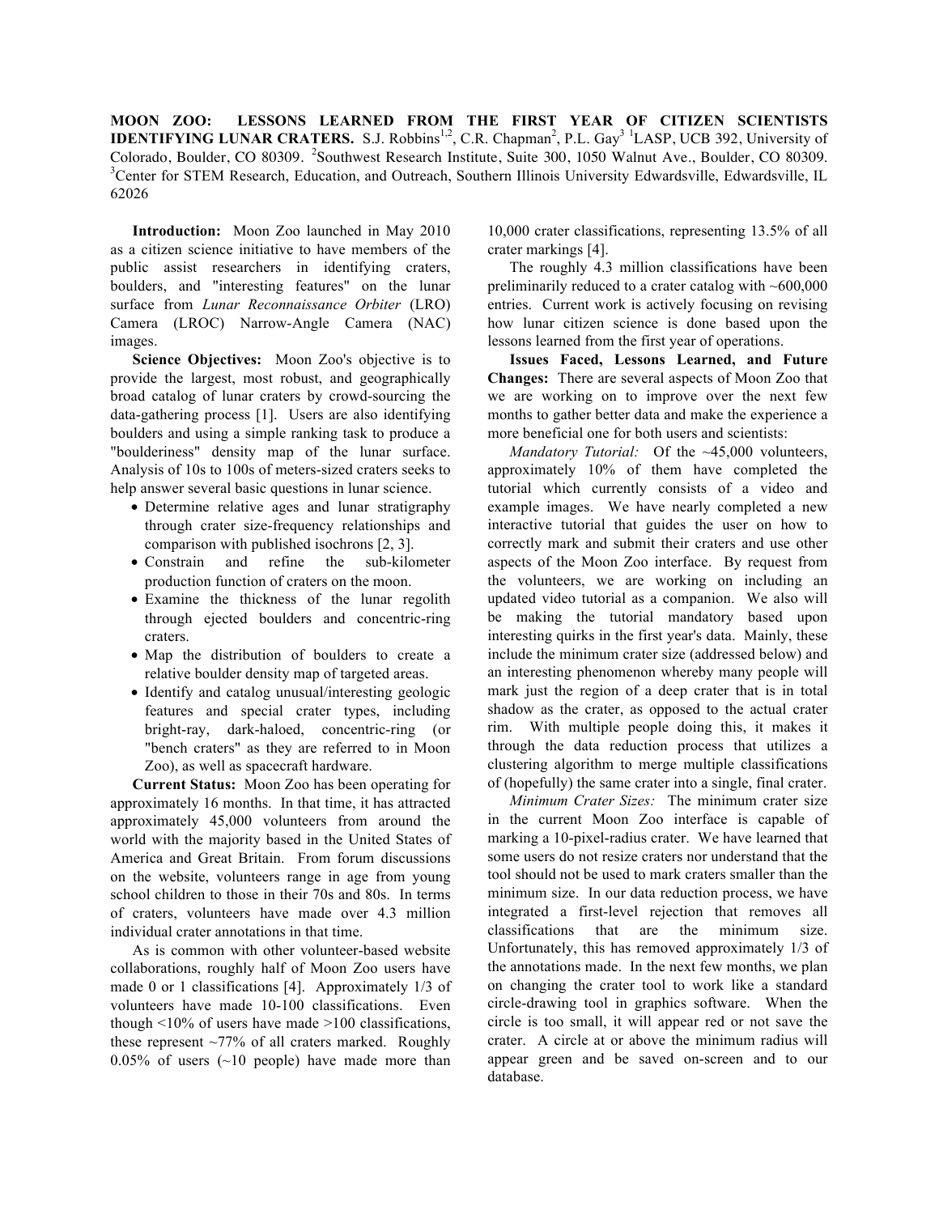**MOON ZOO: LESSONS LEARNED FROM THE FIRST YEAR OF CITIZEN SCIENTISTS IDENTIFYING LUNAR CRATERS.** S.J. Robbins[1,2], C.R. Chapman[2], P.L. Gay[3] [1]LASP, UCB 392, University of Colorado, Boulder, CO 80309. [2]Southwest Research Institute, Suite 300, 1050 Walnut Ave., Boulder, CO 80309. [3]Center for STEM Research, Education, and Outreach, Southern Illinois University Edwardsville, Edwardsville, IL 62026

**Introduction:** Moon Zoo launched in May 2010 as a citizen science initiative to have members of the public assist researchers in identifying craters, boulders, and "interesting features" on the lunar surface from *Lunar Reconnaissance Orbiter* (LRO) Camera (LROC) Narrow-Angle Camera (NAC) images.

**Science Objectives:** Moon Zoo's objective is to provide the largest, most robust, and geographically broad catalog of lunar craters by crowd-sourcing the data-gathering process [1]. Users are also identifying boulders and using a simple ranking task to produce a "boulderiness" density map of the lunar surface. Analysis of 10s to 100s of meters-sized craters seeks to help answer several basic questions in lunar science.

- Determine relative ages and lunar stratigraphy through crater size-frequency relationships and comparison with published isochrons [2, 3].
- Constrain and refine the sub-kilometer production function of craters on the moon.
- Examine the thickness of the lunar regolith through ejected boulders and concentric-ring craters.
- Map the distribution of boulders to create a relative boulder density map of targeted areas.
- Identify and catalog unusual/interesting geologic features and special crater types, including bright-ray, dark-haloed, concentric-ring (or "bench craters" as they are referred to in Moon Zoo), as well as spacecraft hardware.

**Current Status:** Moon Zoo has been operating for approximately 16 months. In that time, it has attracted approximately 45,000 volunteers from around the world with the majority based in the United States of America and Great Britain. From forum discussions on the website, volunteers range in age from young school children to those in their 70s and 80s. In terms of craters, volunteers have made over 4.3 million individual crater annotations in that time.

As is common with other volunteer-based website collaborations, roughly half of Moon Zoo users have made 0 or 1 classifications [4]. Approximately 1/3 of volunteers have made 10-100 classifications. Even though <10% of users have made >100 classifications, these represent ~77% of all craters marked. Roughly 0.05% of users (~10 people) have made more than 10,000 crater classifications, representing 13.5% of all crater markings [4].

The roughly 4.3 million classifications have been preliminarily reduced to a crater catalog with ~600,000 entries. Current work is actively focusing on revising how lunar citizen science is done based upon the lessons learned from the first year of operations.

**Issues Faced, Lessons Learned, and Future Changes:** There are several aspects of Moon Zoo that we are working on to improve over the next few months to gather better data and make the experience a more beneficial one for both users and scientists:

*Mandatory Tutorial:* Of the ~45,000 volunteers, approximately 10% of them have completed the tutorial which currently consists of a video and example images. We have nearly completed a new interactive tutorial that guides the user on how to correctly mark and submit their craters and use other aspects of the Moon Zoo interface. By request from the volunteers, we are working on including an updated video tutorial as a companion. We also will be making the tutorial mandatory based upon interesting quirks in the first year's data. Mainly, these include the minimum crater size (addressed below) and an interesting phenomenon whereby many people will mark just the region of a deep crater that is in total shadow as the crater, as opposed to the actual crater rim. With multiple people doing this, it makes it through the data reduction process that utilizes a clustering algorithm to merge multiple classifications of (hopefully) the same crater into a single, final crater.

*Minimum Crater Sizes:* The minimum crater size in the current Moon Zoo interface is capable of marking a 10-pixel-radius crater. We have learned that some users do not resize craters nor understand that the tool should not be used to mark craters smaller than the minimum size. In our data reduction process, we have integrated a first-level rejection that removes all classifications that are the minimum size. Unfortunately, this has removed approximately 1/3 of the annotations made. In the next few months, we plan on changing the crater tool to work like a standard circle-drawing tool in graphics software. When the circle is too small, it will appear red or not save the crater. A circle at or above the minimum radius will appear green and be saved on-screen and to our database.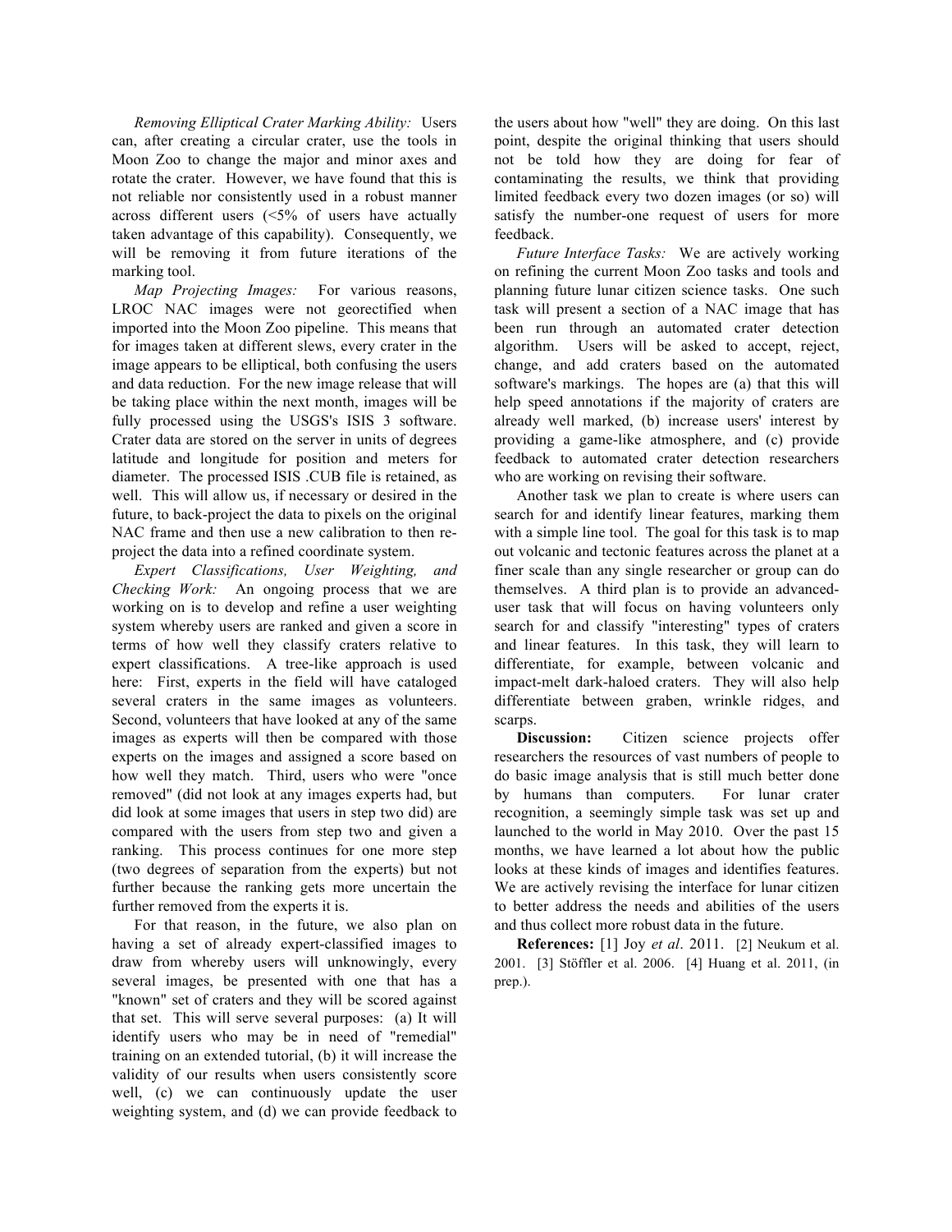*Removing Elliptical Crater Marking Ability:* Users can, after creating a circular crater, use the tools in Moon Zoo to change the major and minor axes and rotate the crater. However, we have found that this is not reliable nor consistently used in a robust manner across different users (<5% of users have actually taken advantage of this capability). Consequently, we will be removing it from future iterations of the marking tool.

*Map Projecting Images:* For various reasons, LROC NAC images were not georectified when imported into the Moon Zoo pipeline. This means that for images taken at different slews, every crater in the image appears to be elliptical, both confusing the users and data reduction. For the new image release that will be taking place within the next month, images will be fully processed using the USGS's ISIS 3 software. Crater data are stored on the server in units of degrees latitude and longitude for position and meters for diameter. The processed ISIS .CUB file is retained, as well. This will allow us, if necessary or desired in the future, to back-project the data to pixels on the original NAC frame and then use a new calibration to then re-project the data into a refined coordinate system.

*Expert Classifications, User Weighting, and Checking Work:* An ongoing process that we are working on is to develop and refine a user weighting system whereby users are ranked and given a score in terms of how well they classify craters relative to expert classifications. A tree-like approach is used here: First, experts in the field will have cataloged several craters in the same images as volunteers. Second, volunteers that have looked at any of the same images as experts will then be compared with those experts on the images and assigned a score based on how well they match. Third, users who were "once removed" (did not look at any images experts had, but did look at some images that users in step two did) are compared with the users from step two and given a ranking. This process continues for one more step (two degrees of separation from the experts) but not further because the ranking gets more uncertain the further removed from the experts it is.

For that reason, in the future, we also plan on having a set of already expert-classified images to draw from whereby users will unknowingly, every several images, be presented with one that has a "known" set of craters and they will be scored against that set. This will serve several purposes: (a) It will identify users who may be in need of "remedial" training on an extended tutorial, (b) it will increase the validity of our results when users consistently score well, (c) we can continuously update the user weighting system, and (d) we can provide feedback to the users about how "well" they are doing. On this last point, despite the original thinking that users should not be told how they are doing for fear of contaminating the results, we think that providing limited feedback every two dozen images (or so) will satisfy the number-one request of users for more feedback.

*Future Interface Tasks:* We are actively working on refining the current Moon Zoo tasks and tools and planning future lunar citizen science tasks. One such task will present a section of a NAC image that has been run through an automated crater detection algorithm. Users will be asked to accept, reject, change, and add craters based on the automated software's markings. The hopes are (a) that this will help speed annotations if the majority of craters are already well marked, (b) increase users' interest by providing a game-like atmosphere, and (c) provide feedback to automated crater detection researchers who are working on revising their software.

Another task we plan to create is where users can search for and identify linear features, marking them with a simple line tool. The goal for this task is to map out volcanic and tectonic features across the planet at a finer scale than any single researcher or group can do themselves. A third plan is to provide an advanced-user task that will focus on having volunteers only search for and classify "interesting" types of craters and linear features. In this task, they will learn to differentiate, for example, between volcanic and impact-melt dark-haloed craters. They will also help differentiate between graben, wrinkle ridges, and scarps.

**Discussion:** Citizen science projects offer researchers the resources of vast numbers of people to do basic image analysis that is still much better done by humans than computers. For lunar crater recognition, a seemingly simple task was set up and launched to the world in May 2010. Over the past 15 months, we have learned a lot about how the public looks at these kinds of images and identifies features. We are actively revising the interface for lunar citizen to better address the needs and abilities of the users and thus collect more robust data in the future.

**References:** [1] Joy *et al*. 2011. [2] Neukum et al. 2001. [3] Stöffler et al. 2006. [4] Huang et al. 2011, (in prep.).